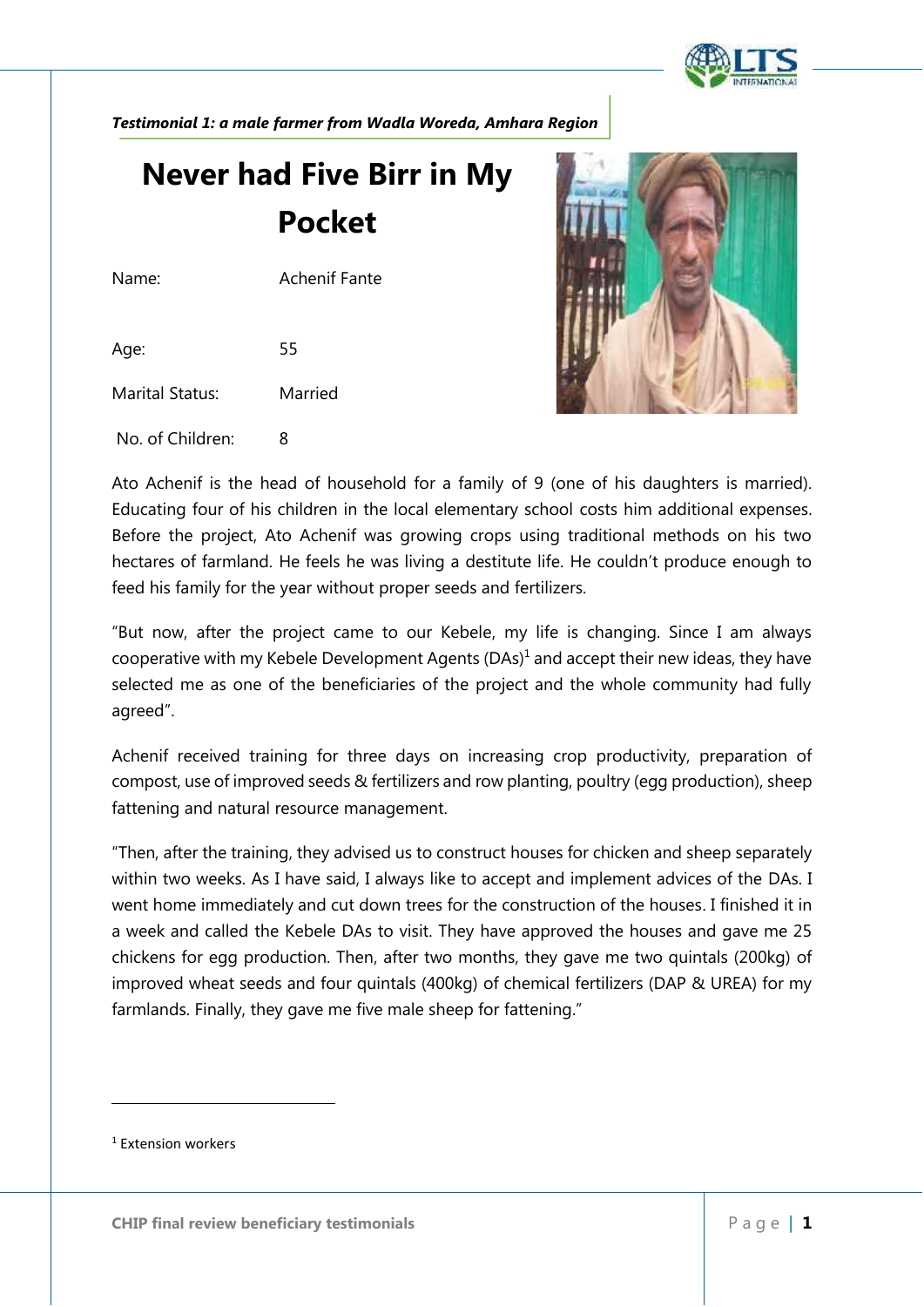***Testimonial 1: a male farmer from Wadla Woreda, Amhara Region***

# Never had Five Birr in My Pocket

Name: Achenif Fante

Age: 55

Marital Status: Married

No. of Children: 8

Ato Achenif is the head of household for a family of 9 (one of his daughters is married). Educating four of his children in the local elementary school costs him additional expenses. Before the project, Ato Achenif was growing crops using traditional methods on his two hectares of farmland. He feels he was living a destitute life. He couldn't produce enough to feed his family for the year without proper seeds and fertilizers.

"But now, after the project came to our Kebele, my life is changing. Since I am always cooperative with my Kebele Development Agents (DAs)[1] and accept their new ideas, they have selected me as one of the beneficiaries of the project and the whole community had fully agreed".

Achenif received training for three days on increasing crop productivity, preparation of compost, use of improved seeds & fertilizers and row planting, poultry (egg production), sheep fattening and natural resource management.

"Then, after the training, they advised us to construct houses for chicken and sheep separately within two weeks. As I have said, I always like to accept and implement advices of the DAs. I went home immediately and cut down trees for the construction of the houses. I finished it in a week and called the Kebele DAs to visit. They have approved the houses and gave me 25 chickens for egg production. Then, after two months, they gave me two quintals (200kg) of improved wheat seeds and four quintals (400kg) of chemical fertilizers (DAP & UREA) for my farmlands. Finally, they gave me five male sheep for fattening."

---

[1] Extension workers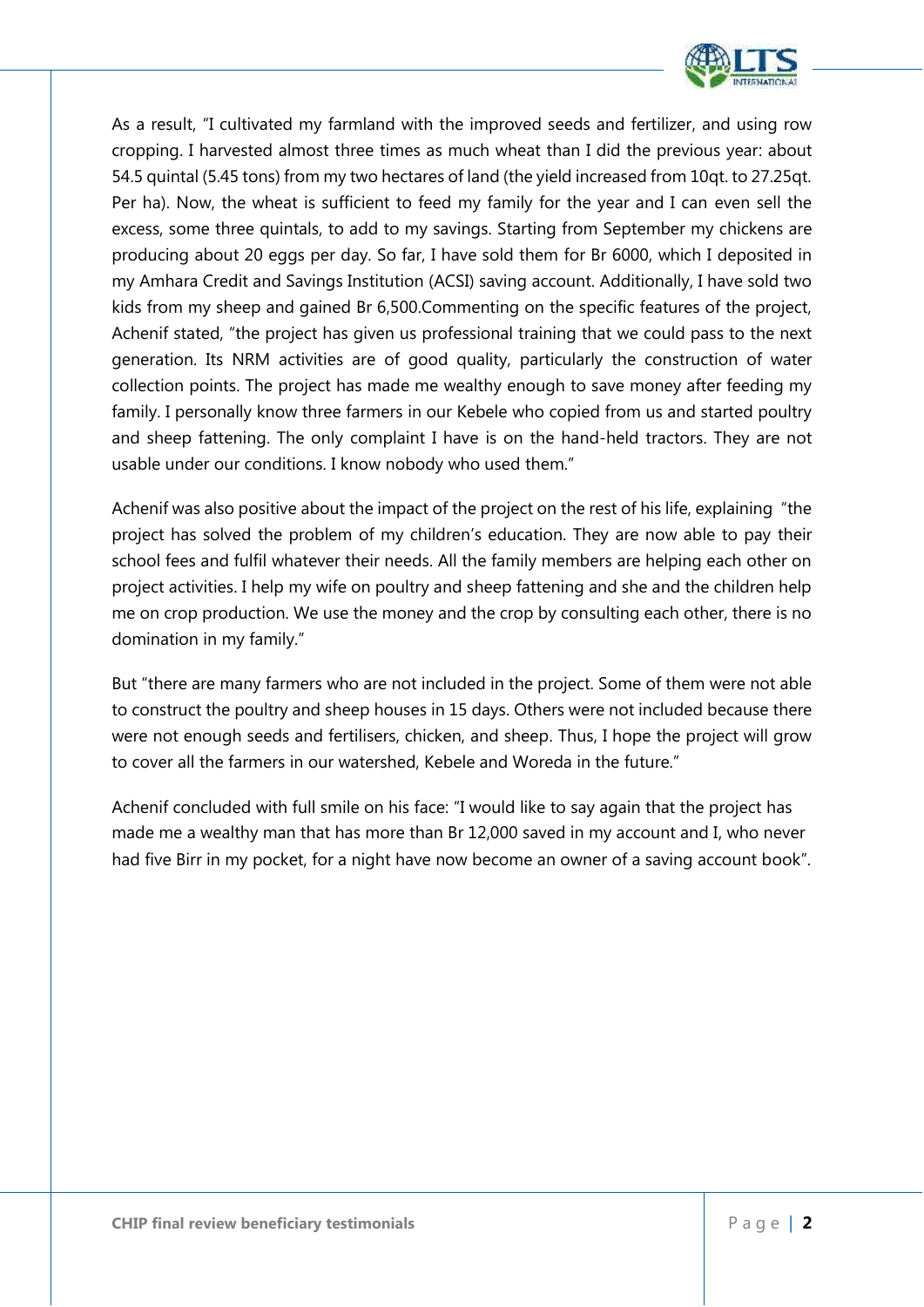As a result, "I cultivated my farmland with the improved seeds and fertilizer, and using row cropping. I harvested almost three times as much wheat than I did the previous year: about 54.5 quintal (5.45 tons) from my two hectares of land (the yield increased from 10qt. to 27.25qt. Per ha). Now, the wheat is sufficient to feed my family for the year and I can even sell the excess, some three quintals, to add to my savings. Starting from September my chickens are producing about 20 eggs per day. So far, I have sold them for Br 6000, which I deposited in my Amhara Credit and Savings Institution (ACSI) saving account. Additionally, I have sold two kids from my sheep and gained Br 6,500.Commenting on the specific features of the project, Achenif stated, "the project has given us professional training that we could pass to the next generation. Its NRM activities are of good quality, particularly the construction of water collection points. The project has made me wealthy enough to save money after feeding my family. I personally know three farmers in our Kebele who copied from us and started poultry and sheep fattening. The only complaint I have is on the hand-held tractors. They are not usable under our conditions. I know nobody who used them."

Achenif was also positive about the impact of the project on the rest of his life, explaining "the project has solved the problem of my children's education. They are now able to pay their school fees and fulfil whatever their needs. All the family members are helping each other on project activities. I help my wife on poultry and sheep fattening and she and the children help me on crop production. We use the money and the crop by consulting each other, there is no domination in my family."

But "there are many farmers who are not included in the project. Some of them were not able to construct the poultry and sheep houses in 15 days. Others were not included because there were not enough seeds and fertilisers, chicken, and sheep. Thus, I hope the project will grow to cover all the farmers in our watershed, Kebele and Woreda in the future."

Achenif concluded with full smile on his face: "I would like to say again that the project has made me a wealthy man that has more than Br 12,000 saved in my account and I, who never had five Birr in my pocket, for a night have now become an owner of a saving account book".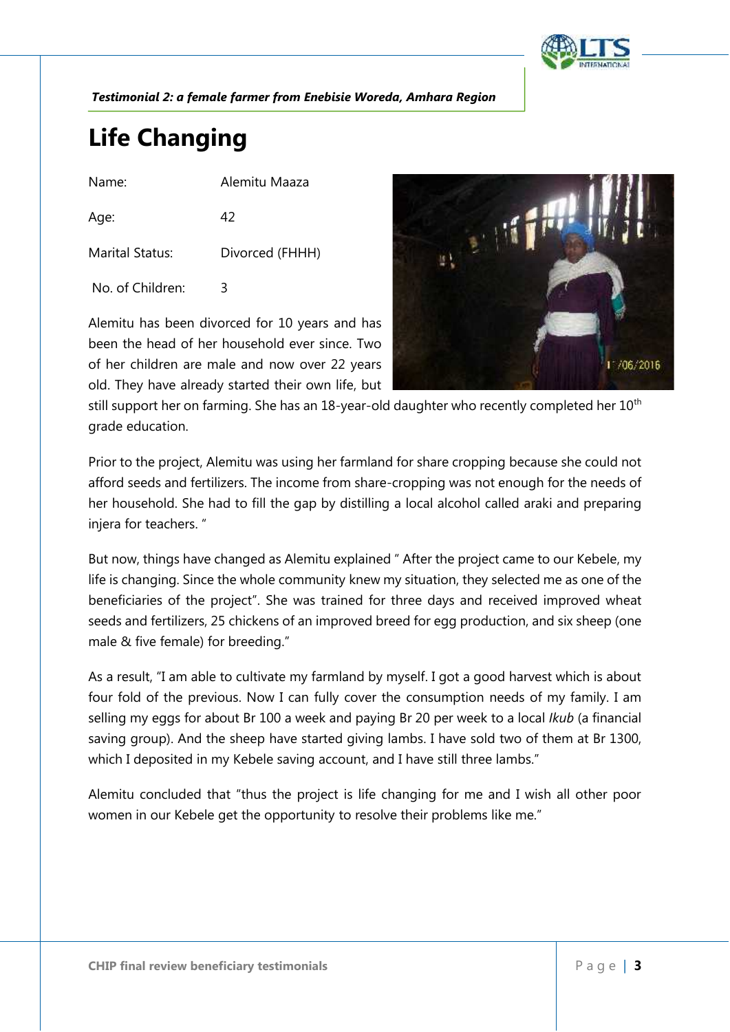*Testimonial 2: a female farmer from Enebisie Woreda, Amhara Region*

# Life Changing

| Name: | Alemitu Maaza |
|---|---|
| Age: | 42 |
| Marital Status: | Divorced (FHHH) |
| No. of Children: | 3 |

Alemitu has been divorced for 10 years and has been the head of her household ever since. Two of her children are male and now over 22 years old. They have already started their own life, but still support her on farming. She has an 18-year-old daughter who recently completed her 10th grade education.

Prior to the project, Alemitu was using her farmland for share cropping because she could not afford seeds and fertilizers. The income from share-cropping was not enough for the needs of her household. She had to fill the gap by distilling a local alcohol called araki and preparing injera for teachers. "

But now, things have changed as Alemitu explained " After the project came to our Kebele, my life is changing. Since the whole community knew my situation, they selected me as one of the beneficiaries of the project". She was trained for three days and received improved wheat seeds and fertilizers, 25 chickens of an improved breed for egg production, and six sheep (one male & five female) for breeding."

As a result, "I am able to cultivate my farmland by myself. I got a good harvest which is about four fold of the previous. Now I can fully cover the consumption needs of my family. I am selling my eggs for about Br 100 a week and paying Br 20 per week to a local *Ikub* (a financial saving group). And the sheep have started giving lambs. I have sold two of them at Br 1300, which I deposited in my Kebele saving account, and I have still three lambs."

Alemitu concluded that "thus the project is life changing for me and I wish all other poor women in our Kebele get the opportunity to resolve their problems like me."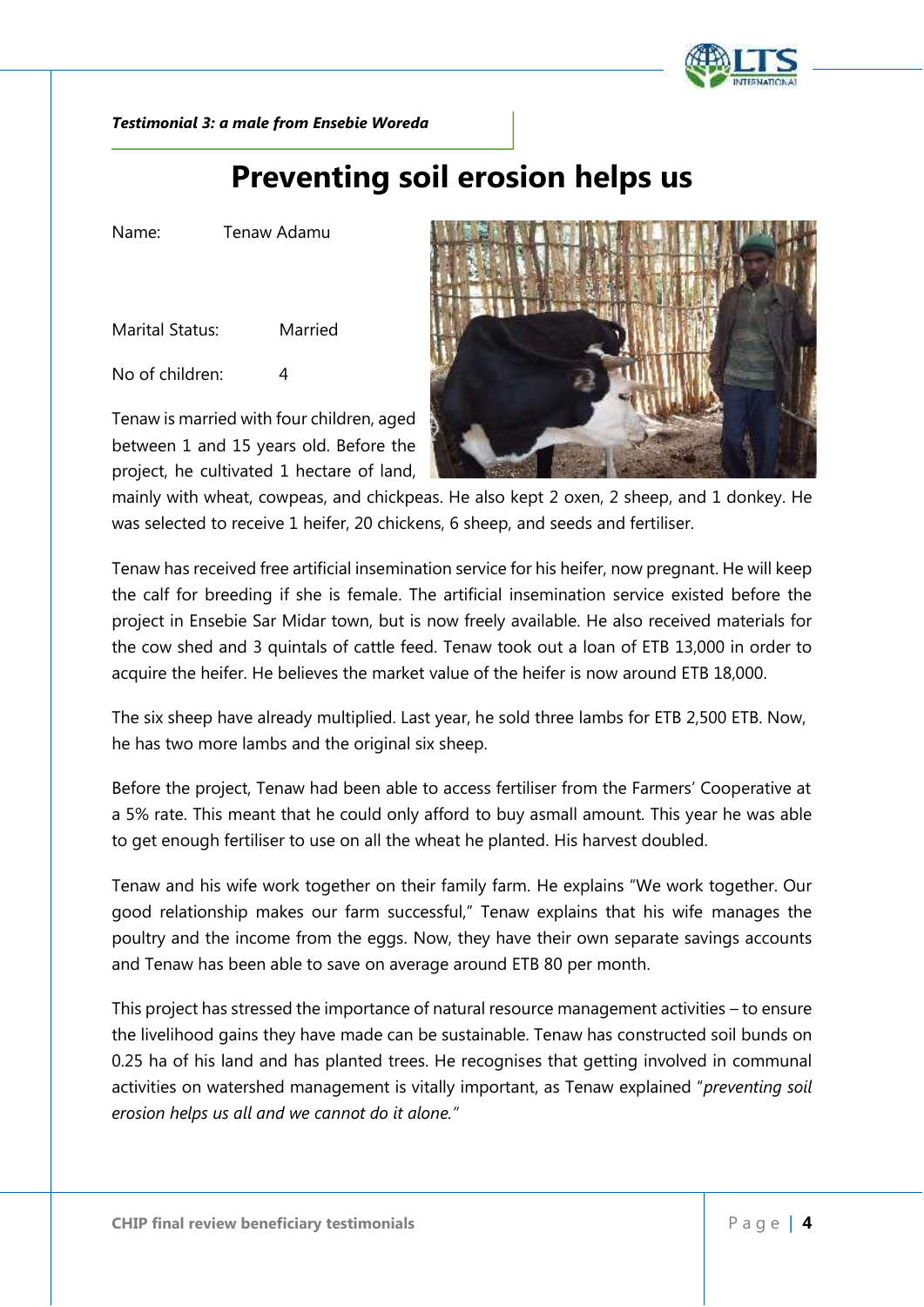*Testimonial 3: a male from Ensebie Woreda*

# Preventing soil erosion helps us

Name: Tenaw Adamu

Marital Status: Married

No of children: 4

Tenaw is married with four children, aged between 1 and 15 years old. Before the project, he cultivated 1 hectare of land, mainly with wheat, cowpeas, and chickpeas. He also kept 2 oxen, 2 sheep, and 1 donkey. He was selected to receive 1 heifer, 20 chickens, 6 sheep, and seeds and fertiliser.

Tenaw has received free artificial insemination service for his heifer, now pregnant. He will keep the calf for breeding if she is female. The artificial insemination service existed before the project in Ensebie Sar Midar town, but is now freely available. He also received materials for the cow shed and 3 quintals of cattle feed. Tenaw took out a loan of ETB 13,000 in order to acquire the heifer. He believes the market value of the heifer is now around ETB 18,000.

The six sheep have already multiplied. Last year, he sold three lambs for ETB 2,500 ETB. Now, he has two more lambs and the original six sheep.

Before the project, Tenaw had been able to access fertiliser from the Farmers' Cooperative at a 5% rate. This meant that he could only afford to buy asmall amount. This year he was able to get enough fertiliser to use on all the wheat he planted. His harvest doubled.

Tenaw and his wife work together on their family farm. He explains "We work together. Our good relationship makes our farm successful," Tenaw explains that his wife manages the poultry and the income from the eggs. Now, they have their own separate savings accounts and Tenaw has been able to save on average around ETB 80 per month.

This project has stressed the importance of natural resource management activities – to ensure the livelihood gains they have made can be sustainable. Tenaw has constructed soil bunds on 0.25 ha of his land and has planted trees. He recognises that getting involved in communal activities on watershed management is vitally important, as Tenaw explained "*preventing soil erosion helps us all and we cannot do it alone.*"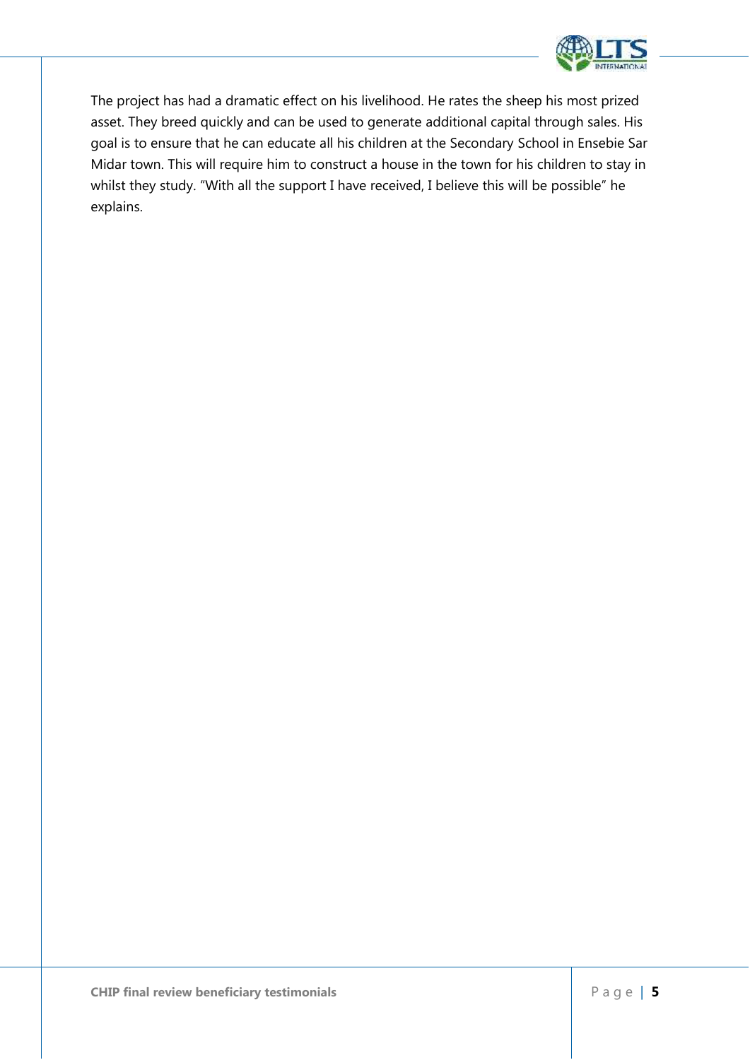The project has had a dramatic effect on his livelihood. He rates the sheep his most prized asset. They breed quickly and can be used to generate additional capital through sales. His goal is to ensure that he can educate all his children at the Secondary School in Ensebie Sar Midar town. This will require him to construct a house in the town for his children to stay in whilst they study. "With all the support I have received, I believe this will be possible" he explains.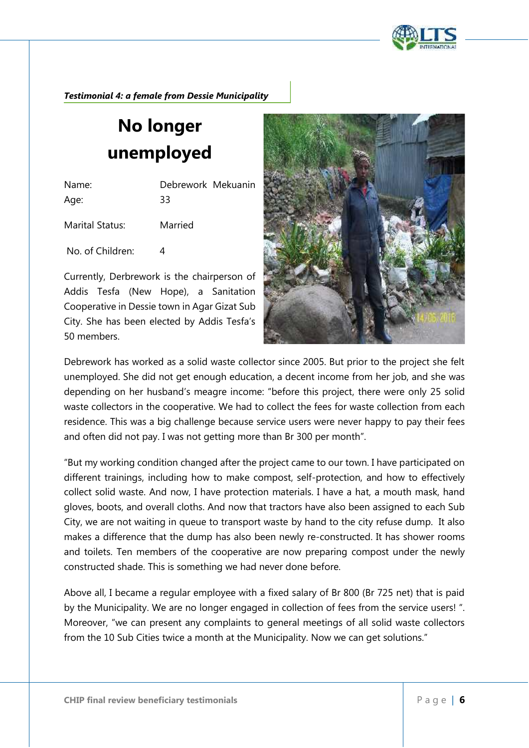***Testimonial 4: a female from Dessie Municipality***

# No longer unemployed

| | |
|---|---|
| Name: | Debrework Mekuanin |
| Age: | 33 |
| Marital Status: | Married |
| No. of Children: | 4 |

Currently, Derbrework is the chairperson of Addis Tesfa (New Hope), a Sanitation Cooperative in Dessie town in Agar Gizat Sub City. She has been elected by Addis Tesfa's 50 members.

Debrework has worked as a solid waste collector since 2005. But prior to the project she felt unemployed. She did not get enough education, a decent income from her job, and she was depending on her husband's meagre income: "before this project, there were only 25 solid waste collectors in the cooperative. We had to collect the fees for waste collection from each residence. This was a big challenge because service users were never happy to pay their fees and often did not pay. I was not getting more than Br 300 per month".

"But my working condition changed after the project came to our town. I have participated on different trainings, including how to make compost, self-protection, and how to effectively collect solid waste. And now, I have protection materials. I have a hat, a mouth mask, hand gloves, boots, and overall cloths. And now that tractors have also been assigned to each Sub City, we are not waiting in queue to transport waste by hand to the city refuse dump. It also makes a difference that the dump has also been newly re-constructed. It has shower rooms and toilets. Ten members of the cooperative are now preparing compost under the newly constructed shade. This is something we had never done before.

Above all, I became a regular employee with a fixed salary of Br 800 (Br 725 net) that is paid by the Municipality. We are no longer engaged in collection of fees from the service users! ". Moreover, "we can present any complaints to general meetings of all solid waste collectors from the 10 Sub Cities twice a month at the Municipality. Now we can get solutions."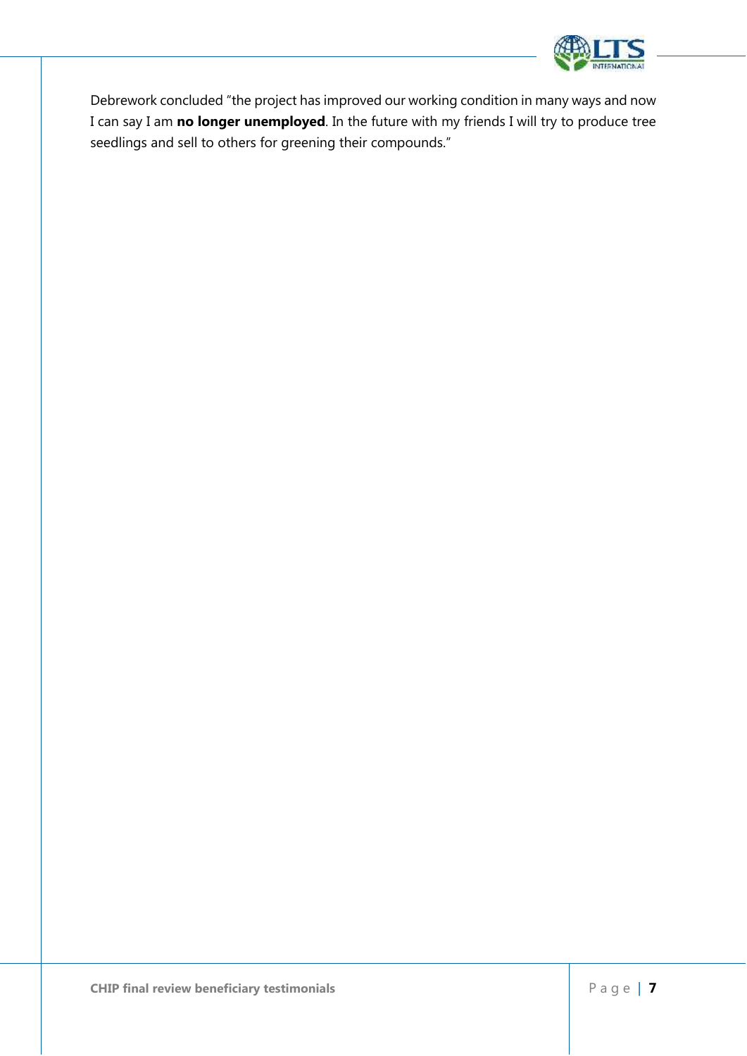Debrework concluded "the project has improved our working condition in many ways and now I can say I am **no longer unemployed**. In the future with my friends I will try to produce tree seedlings and sell to others for greening their compounds."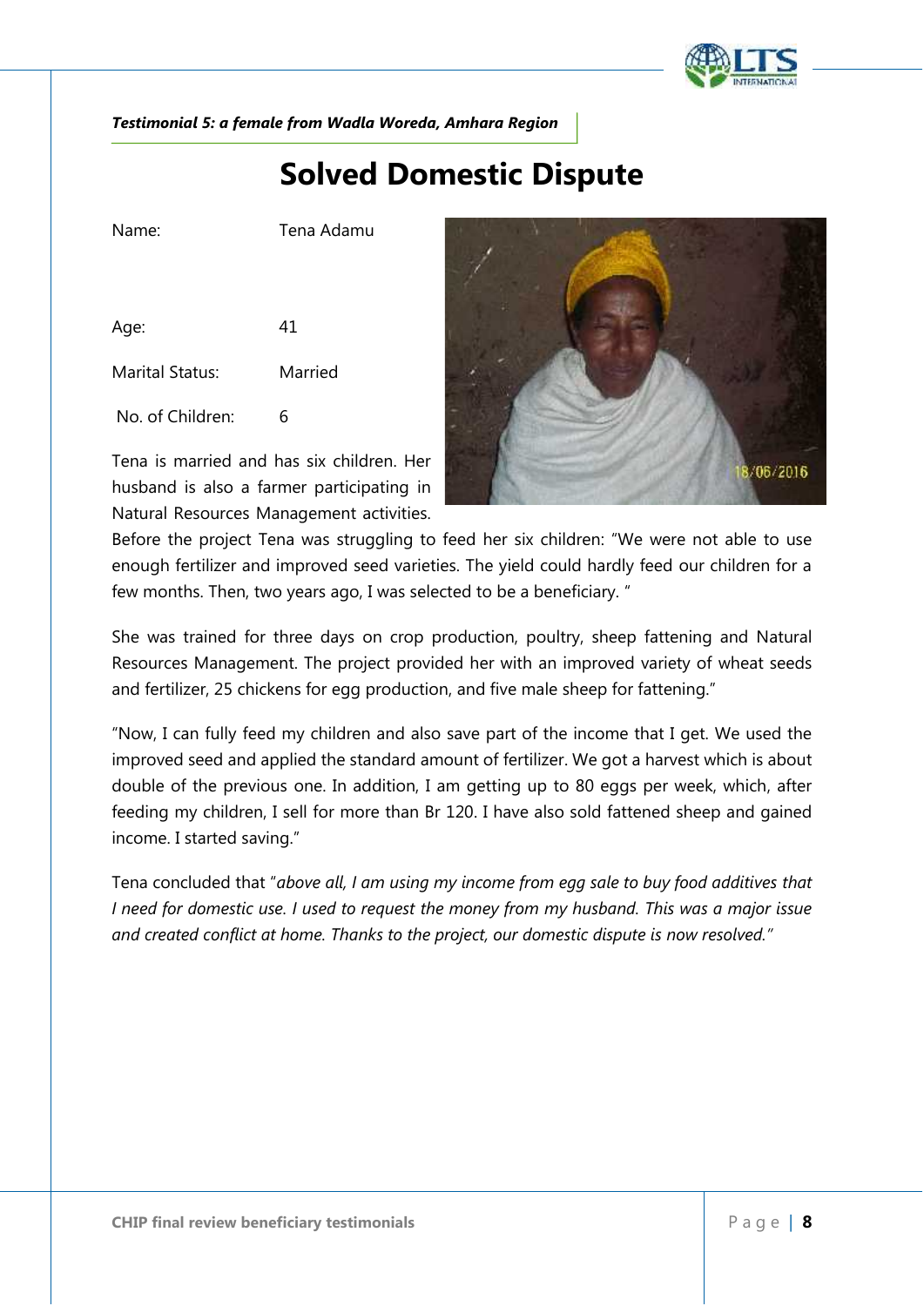***Testimonial 5: a female from Wadla Woreda, Amhara Region***

# Solved Domestic Dispute

| | |
|---|---|
| Name: | Tena Adamu |
| Age: | 41 |
| Marital Status: | Married |
| No. of Children: | 6 |

Tena is married and has six children. Her husband is also a farmer participating in Natural Resources Management activities. Before the project Tena was struggling to feed her six children: "We were not able to use enough fertilizer and improved seed varieties. The yield could hardly feed our children for a few months. Then, two years ago, I was selected to be a beneficiary. "

She was trained for three days on crop production, poultry, sheep fattening and Natural Resources Management. The project provided her with an improved variety of wheat seeds and fertilizer, 25 chickens for egg production, and five male sheep for fattening."

"Now, I can fully feed my children and also save part of the income that I get. We used the improved seed and applied the standard amount of fertilizer. We got a harvest which is about double of the previous one. In addition, I am getting up to 80 eggs per week, which, after feeding my children, I sell for more than Br 120. I have also sold fattened sheep and gained income. I started saving."

Tena concluded that "*above all, I am using my income from egg sale to buy food additives that I need for domestic use. I used to request the money from my husband. This was a major issue and created conflict at home. Thanks to the project, our domestic dispute is now resolved.*"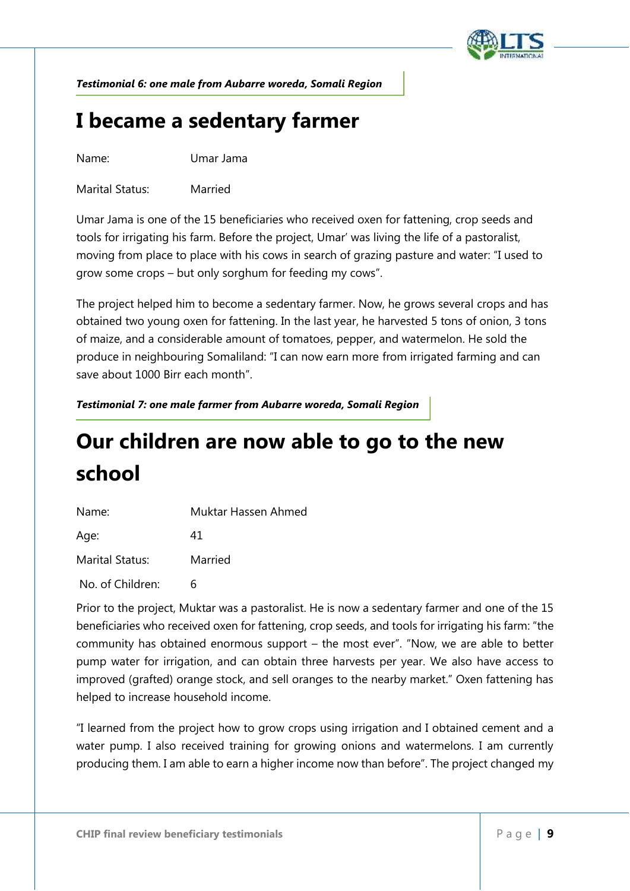*Testimonial 6: one male from Aubarre woreda, Somali Region*

# I became a sedentary farmer

Name: Umar Jama

Marital Status: Married

Umar Jama is one of the 15 beneficiaries who received oxen for fattening, crop seeds and tools for irrigating his farm. Before the project, Umar' was living the life of a pastoralist, moving from place to place with his cows in search of grazing pasture and water: "I used to grow some crops – but only sorghum for feeding my cows".

The project helped him to become a sedentary farmer. Now, he grows several crops and has obtained two young oxen for fattening. In the last year, he harvested 5 tons of onion, 3 tons of maize, and a considerable amount of tomatoes, pepper, and watermelon. He sold the produce in neighbouring Somaliland: "I can now earn more from irrigated farming and can save about 1000 Birr each month".

*Testimonial 7: one male farmer from Aubarre woreda, Somali Region*

# Our children are now able to go to the new school

Name: Muktar Hassen Ahmed

Age: 41

Marital Status: Married

No. of Children: 6

Prior to the project, Muktar was a pastoralist. He is now a sedentary farmer and one of the 15 beneficiaries who received oxen for fattening, crop seeds, and tools for irrigating his farm: "the community has obtained enormous support – the most ever". "Now, we are able to better pump water for irrigation, and can obtain three harvests per year. We also have access to improved (grafted) orange stock, and sell oranges to the nearby market." Oxen fattening has helped to increase household income.

"I learned from the project how to grow crops using irrigation and I obtained cement and a water pump. I also received training for growing onions and watermelons. I am currently producing them. I am able to earn a higher income now than before". The project changed my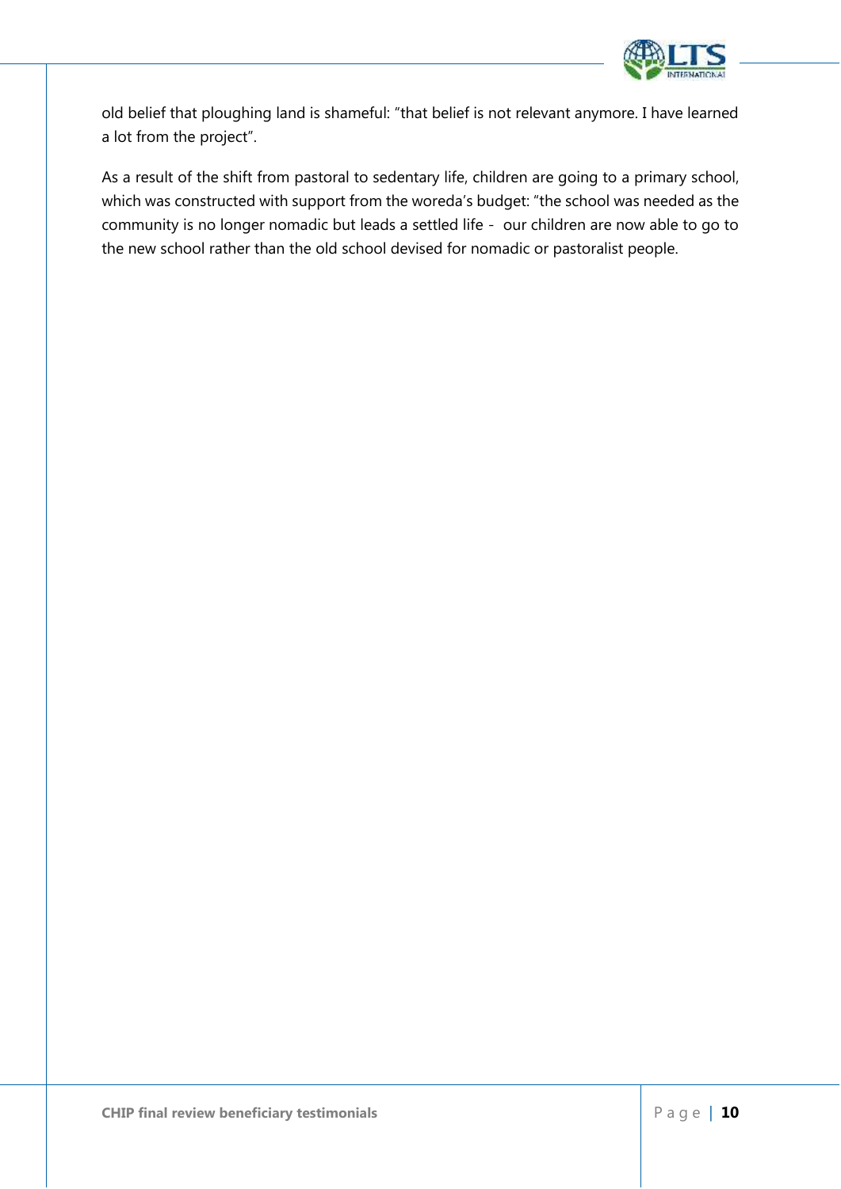old belief that ploughing land is shameful: "that belief is not relevant anymore. I have learned a lot from the project".

As a result of the shift from pastoral to sedentary life, children are going to a primary school, which was constructed with support from the woreda's budget: "the school was needed as the community is no longer nomadic but leads a settled life - our children are now able to go to the new school rather than the old school devised for nomadic or pastoralist people.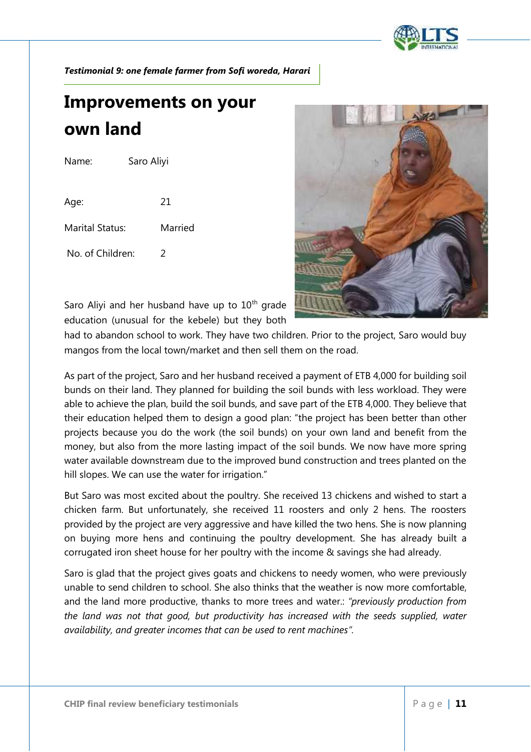*Testimonial 9: one female farmer from Sofi woreda, Harari*

# Improvements on your own land

Name: Saro Aliyi

Age: 21

Marital Status: Married

No. of Children: 2

Saro Aliyi and her husband have up to 10th grade education (unusual for the kebele) but they both had to abandon school to work. They have two children. Prior to the project, Saro would buy mangos from the local town/market and then sell them on the road.

As part of the project, Saro and her husband received a payment of ETB 4,000 for building soil bunds on their land. They planned for building the soil bunds with less workload. They were able to achieve the plan, build the soil bunds, and save part of the ETB 4,000. They believe that their education helped them to design a good plan: "the project has been better than other projects because you do the work (the soil bunds) on your own land and benefit from the money, but also from the more lasting impact of the soil bunds. We now have more spring water available downstream due to the improved bund construction and trees planted on the hill slopes. We can use the water for irrigation."

But Saro was most excited about the poultry. She received 13 chickens and wished to start a chicken farm. But unfortunately, she received 11 roosters and only 2 hens. The roosters provided by the project are very aggressive and have killed the two hens. She is now planning on buying more hens and continuing the poultry development. She has already built a corrugated iron sheet house for her poultry with the income & savings she had already.

Saro is glad that the project gives goats and chickens to needy women, who were previously unable to send children to school. She also thinks that the weather is now more comfortable, and the land more productive, thanks to more trees and water.: *"previously production from the land was not that good, but productivity has increased with the seeds supplied, water availability, and greater incomes that can be used to rent machines"*.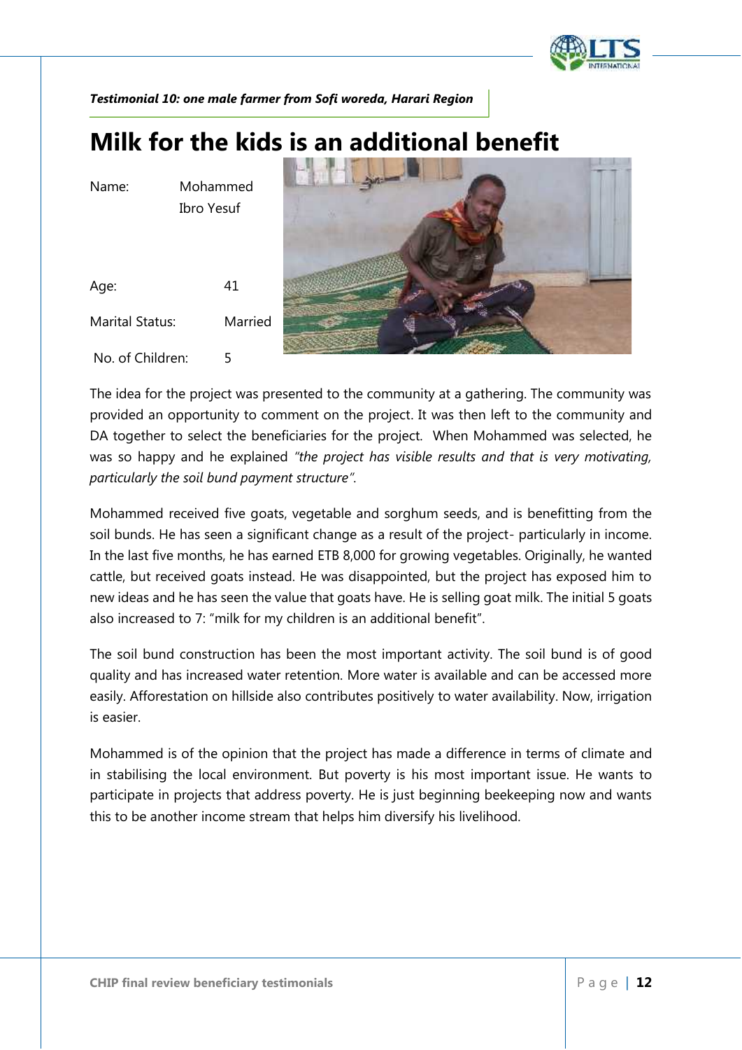*Testimonial 10: one male farmer from Sofi woreda, Harari Region*

# Milk for the kids is an additional benefit

| | |
|---|---|
| Name: | Mohammed Ibro Yesuf |
| Age: | 41 |
| Marital Status: | Married |
| No. of Children: | 5 |

The idea for the project was presented to the community at a gathering. The community was provided an opportunity to comment on the project. It was then left to the community and DA together to select the beneficiaries for the project. When Mohammed was selected, he was so happy and he explained *"the project has visible results and that is very motivating, particularly the soil bund payment structure"*.

Mohammed received five goats, vegetable and sorghum seeds, and is benefitting from the soil bunds. He has seen a significant change as a result of the project- particularly in income. In the last five months, he has earned ETB 8,000 for growing vegetables. Originally, he wanted cattle, but received goats instead. He was disappointed, but the project has exposed him to new ideas and he has seen the value that goats have. He is selling goat milk. The initial 5 goats also increased to 7: "milk for my children is an additional benefit".

The soil bund construction has been the most important activity. The soil bund is of good quality and has increased water retention. More water is available and can be accessed more easily. Afforestation on hillside also contributes positively to water availability. Now, irrigation is easier.

Mohammed is of the opinion that the project has made a difference in terms of climate and in stabilising the local environment. But poverty is his most important issue. He wants to participate in projects that address poverty. He is just beginning beekeeping now and wants this to be another income stream that helps him diversify his livelihood.